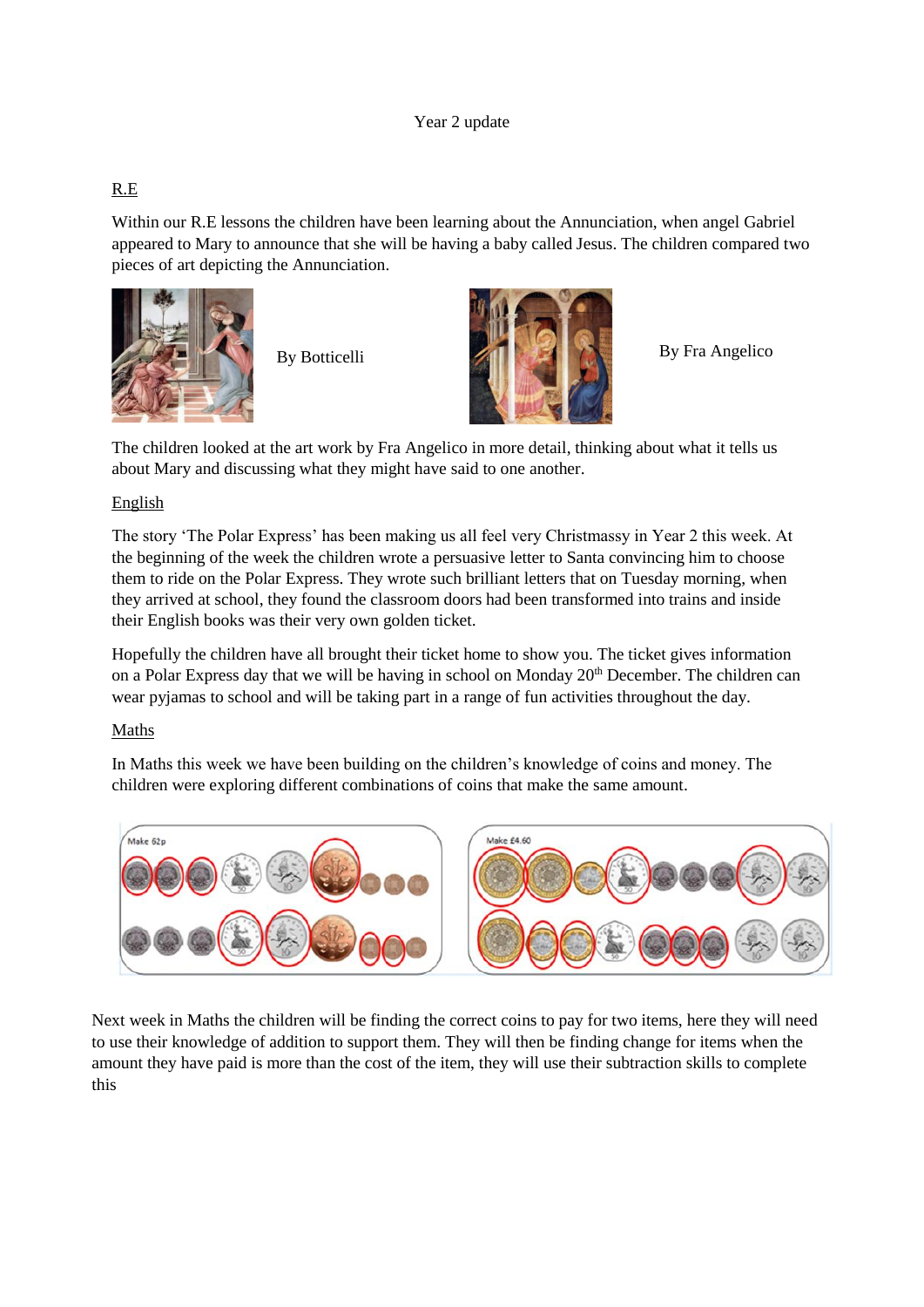# Year 2 update

## R.E

Within our R.E lessons the children have been learning about the Annunciation, when angel Gabriel appeared to Mary to announce that she will be having a baby called Jesus. The children compared two pieces of art depicting the Annunciation.

By Botticelli

By Fra Angelico

The children looked at the art work by Fra Angelico in more detail, thinking about what it tells us about Mary and discussing what they might have said to one another.

## English

The story 'The Polar Express' has been making us all feel very Christmassy in Year 2 this week. At the beginning of the week the children wrote a persuasive letter to Santa convincing him to choose them to ride on the Polar Express. They wrote such brilliant letters that on Tuesday morning, when they arrived at school, they found the classroom doors had been transformed into trains and inside their English books was their very own golden ticket.

Hopefully the children have all brought their ticket home to show you. The ticket gives information on a Polar Express day that we will be having in school on Monday 20th December. The children can wear pyjamas to school and will be taking part in a range of fun activities throughout the day.

## Maths

In Maths this week we have been building on the children's knowledge of coins and money. The children were exploring different combinations of coins that make the same amount.

Make 62p

Make £4.60

Next week in Maths the children will be finding the correct coins to pay for two items, here they will need to use their knowledge of addition to support them. They will then be finding change for items when the amount they have paid is more than the cost of the item, they will use their subtraction skills to complete this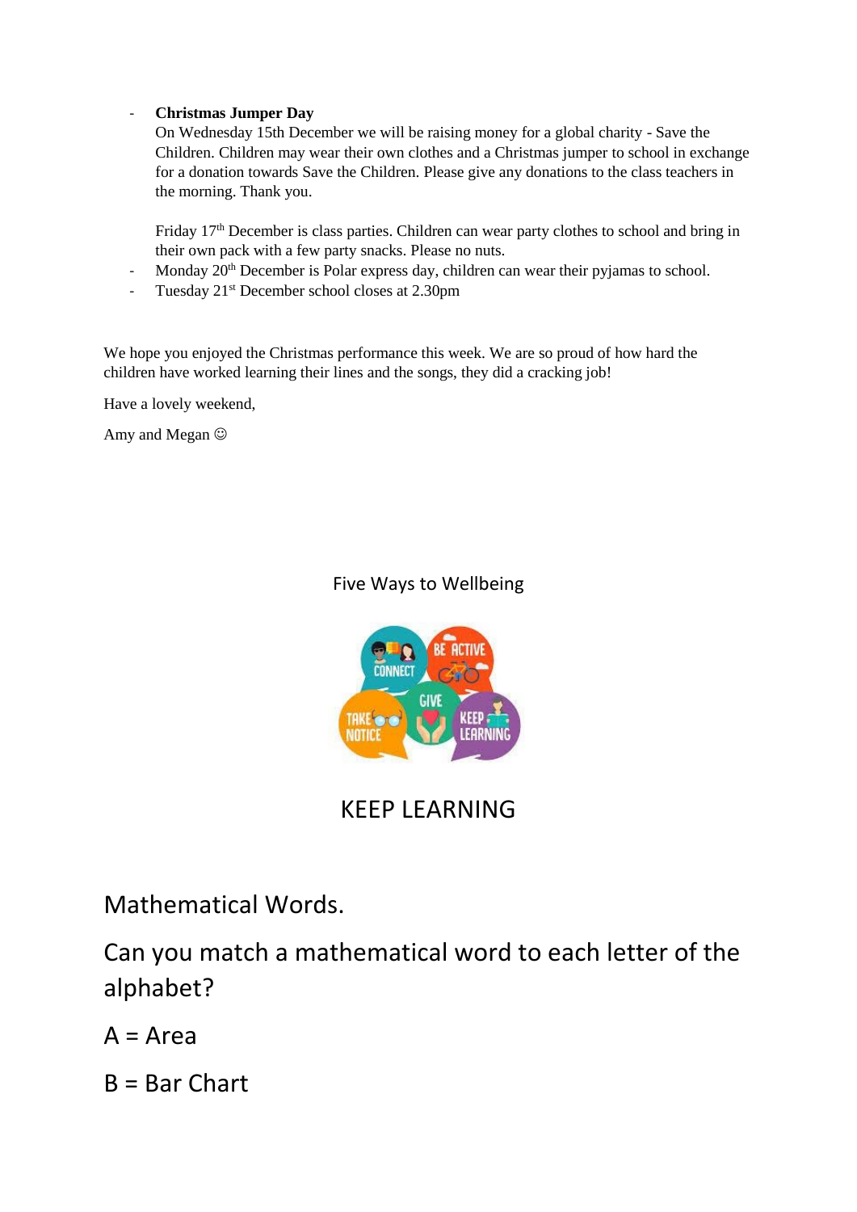- **Christmas Jumper Day**
  On Wednesday 15th December we will be raising money for a global charity - Save the Children. Children may wear their own clothes and a Christmas jumper to school in exchange for a donation towards Save the Children. Please give any donations to the class teachers in the morning. Thank you.

  Friday 17th December is class parties. Children can wear party clothes to school and bring in their own pack with a few party snacks. Please no nuts.
- Monday 20th December is Polar express day, children can wear their pyjamas to school.
- Tuesday 21st December school closes at 2.30pm

We hope you enjoyed the Christmas performance this week. We are so proud of how hard the children have worked learning their lines and the songs, they did a cracking job!

Have a lovely weekend,

Amy and Megan ☺

Five Ways to Wellbeing

CONNECT
BE ACTIVE
GIVE
TAKE NOTICE
KEEP LEARNING

## KEEP LEARNING

## Mathematical Words.

## Can you match a mathematical word to each letter of the alphabet?

A = Area

B = Bar Chart